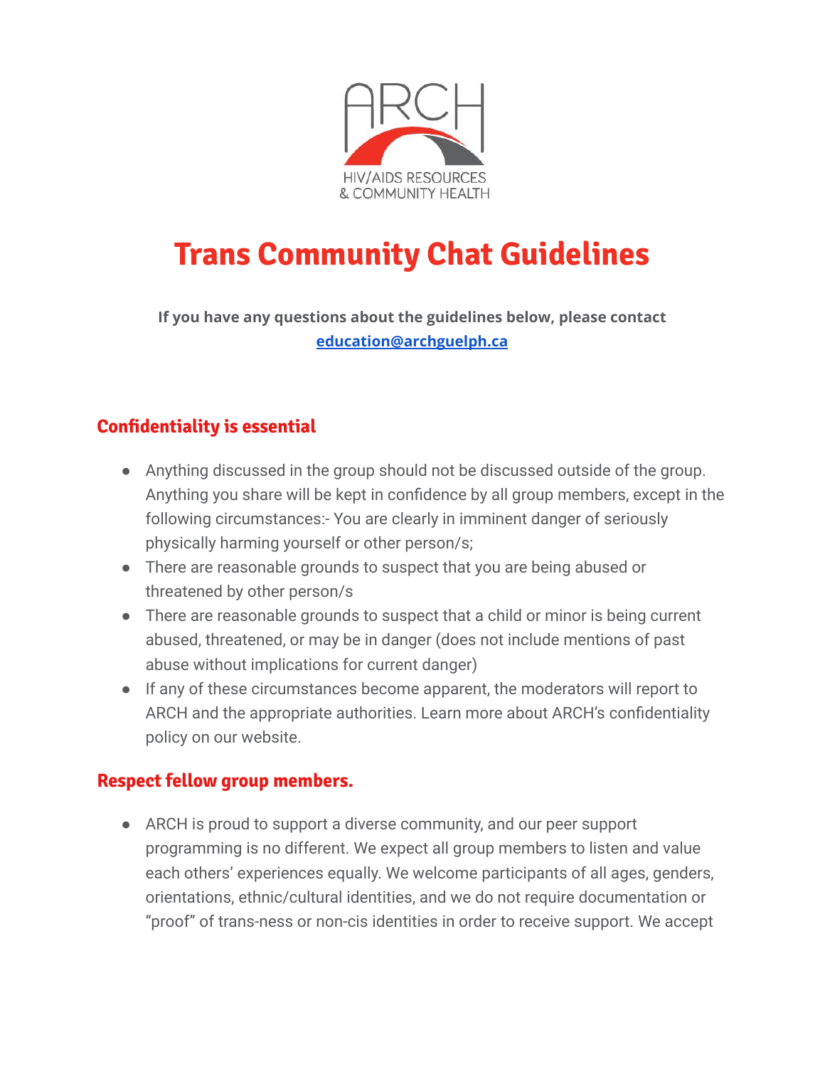ARCH

HIV/AIDS RESOURCES & COMMUNITY HEALTH

# Trans Community Chat Guidelines

**If you have any questions about the guidelines below, please contact [education@archguelph.ca](mailto:education@archguelph.ca)**

## Confidentiality is essential

- Anything discussed in the group should not be discussed outside of the group. Anything you share will be kept in confidence by all group members, except in the following circumstances:- You are clearly in imminent danger of seriously physically harming yourself or other person/s;
- There are reasonable grounds to suspect that you are being abused or threatened by other person/s
- There are reasonable grounds to suspect that a child or minor is being current abused, threatened, or may be in danger (does not include mentions of past abuse without implications for current danger)
- If any of these circumstances become apparent, the moderators will report to ARCH and the appropriate authorities. Learn more about ARCH's confidentiality policy on our website.

## Respect fellow group members.

- ARCH is proud to support a diverse community, and our peer support programming is no different. We expect all group members to listen and value each others' experiences equally. We welcome participants of all ages, genders, orientations, ethnic/cultural identities, and we do not require documentation or "proof" of trans-ness or non-cis identities in order to receive support. We accept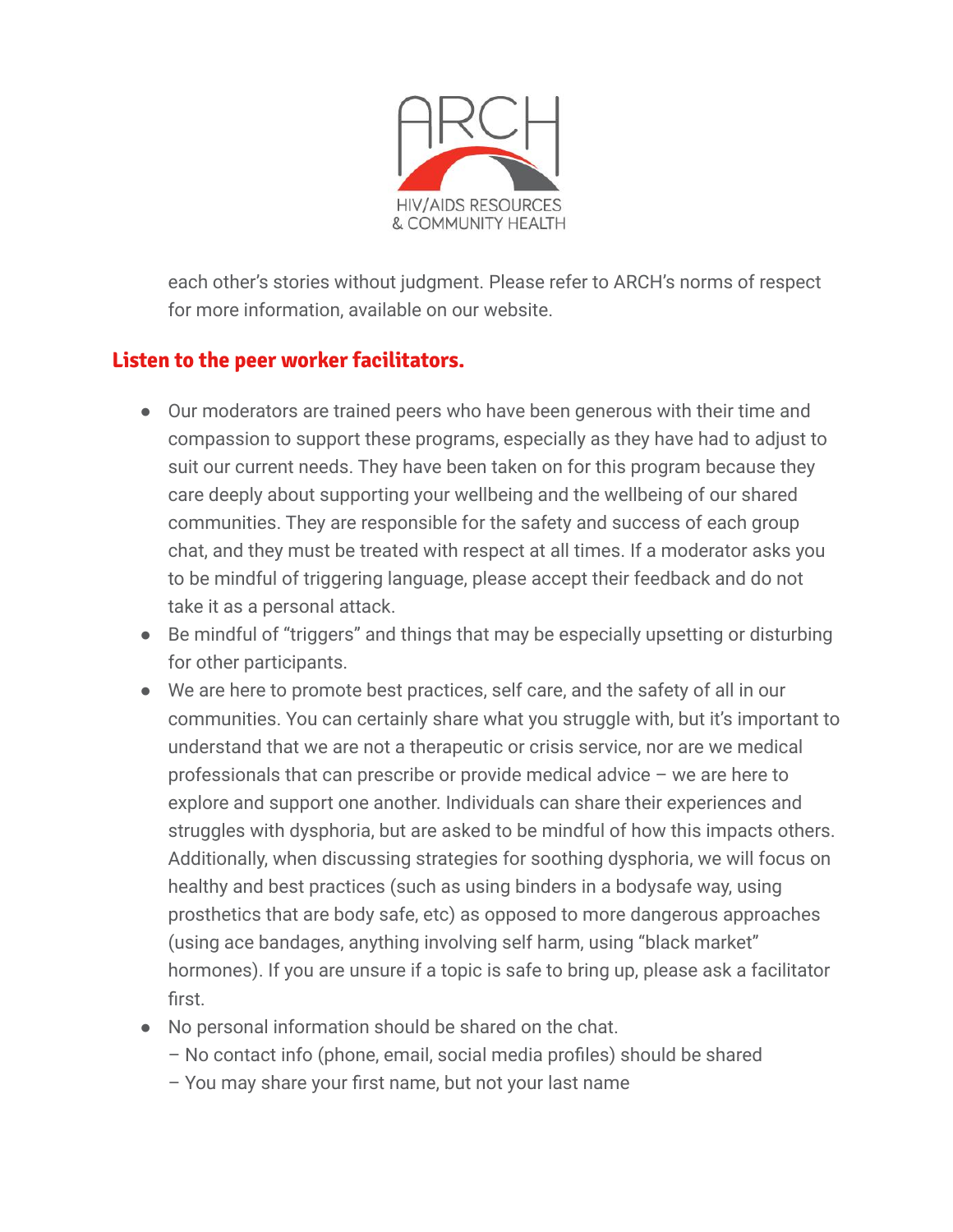each other's stories without judgment. Please refer to ARCH's norms of respect for more information, available on our website.

## Listen to the peer worker facilitators.

- Our moderators are trained peers who have been generous with their time and compassion to support these programs, especially as they have had to adjust to suit our current needs. They have been taken on for this program because they care deeply about supporting your wellbeing and the wellbeing of our shared communities. They are responsible for the safety and success of each group chat, and they must be treated with respect at all times. If a moderator asks you to be mindful of triggering language, please accept their feedback and do not take it as a personal attack.
- Be mindful of "triggers" and things that may be especially upsetting or disturbing for other participants.
- We are here to promote best practices, self care, and the safety of all in our communities. You can certainly share what you struggle with, but it's important to understand that we are not a therapeutic or crisis service, nor are we medical professionals that can prescribe or provide medical advice – we are here to explore and support one another. Individuals can share their experiences and struggles with dysphoria, but are asked to be mindful of how this impacts others. Additionally, when discussing strategies for soothing dysphoria, we will focus on healthy and best practices (such as using binders in a bodysafe way, using prosthetics that are body safe, etc) as opposed to more dangerous approaches (using ace bandages, anything involving self harm, using "black market" hormones). If you are unsure if a topic is safe to bring up, please ask a facilitator first.
- No personal information should be shared on the chat.
  – No contact info (phone, email, social media profiles) should be shared
  – You may share your first name, but not your last name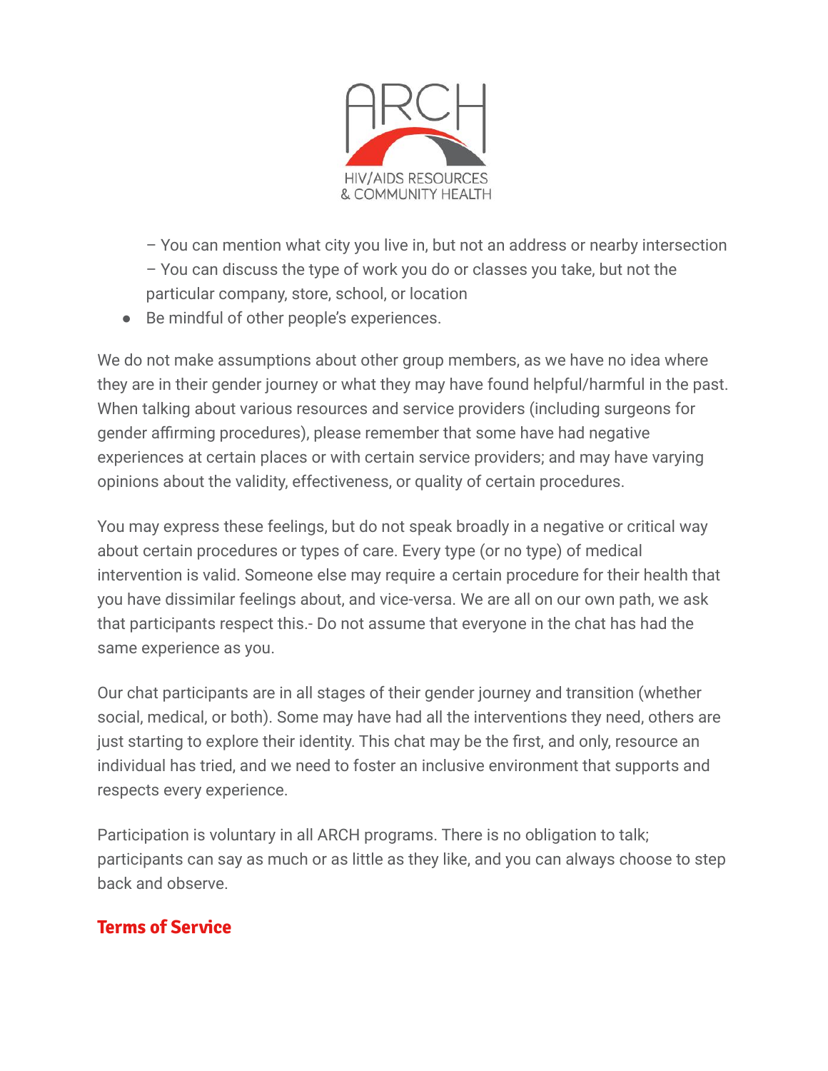– You can mention what city you live in, but not an address or nearby intersection
– You can discuss the type of work you do or classes you take, but not the particular company, store, school, or location

- Be mindful of other people's experiences.

We do not make assumptions about other group members, as we have no idea where they are in their gender journey or what they may have found helpful/harmful in the past. When talking about various resources and service providers (including surgeons for gender affirming procedures), please remember that some have had negative experiences at certain places or with certain service providers; and may have varying opinions about the validity, effectiveness, or quality of certain procedures.

You may express these feelings, but do not speak broadly in a negative or critical way about certain procedures or types of care. Every type (or no type) of medical intervention is valid. Someone else may require a certain procedure for their health that you have dissimilar feelings about, and vice-versa. We are all on our own path, we ask that participants respect this.- Do not assume that everyone in the chat has had the same experience as you.

Our chat participants are in all stages of their gender journey and transition (whether social, medical, or both). Some may have had all the interventions they need, others are just starting to explore their identity. This chat may be the first, and only, resource an individual has tried, and we need to foster an inclusive environment that supports and respects every experience.

Participation is voluntary in all ARCH programs. There is no obligation to talk; participants can say as much or as little as they like, and you can always choose to step back and observe.

## Terms of Service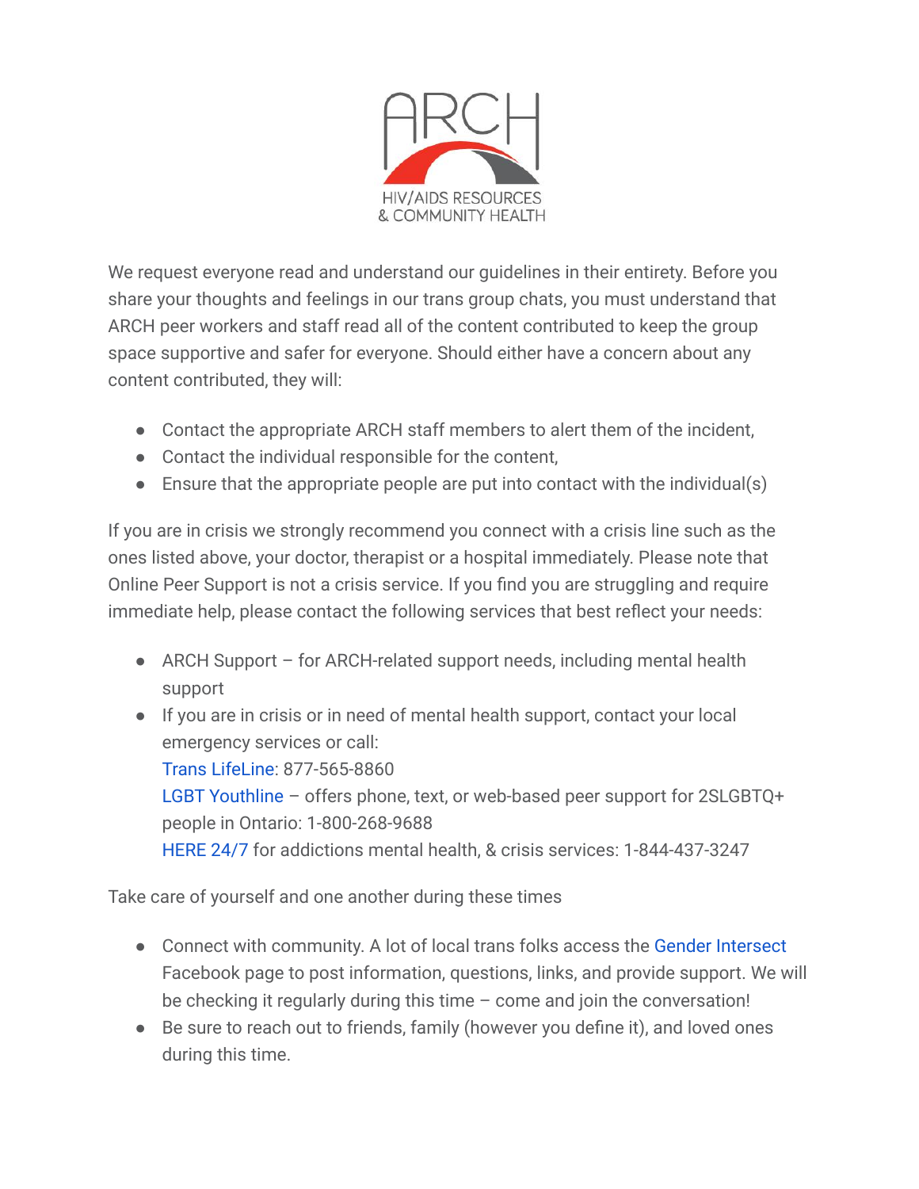ARCH

HIV/AIDS RESOURCES & COMMUNITY HEALTH

We request everyone read and understand our guidelines in their entirety. Before you share your thoughts and feelings in our trans group chats, you must understand that ARCH peer workers and staff read all of the content contributed to keep the group space supportive and safer for everyone. Should either have a concern about any content contributed, they will:

- Contact the appropriate ARCH staff members to alert them of the incident,
- Contact the individual responsible for the content,
- Ensure that the appropriate people are put into contact with the individual(s)

If you are in crisis we strongly recommend you connect with a crisis line such as the ones listed above, your doctor, therapist or a hospital immediately. Please note that Online Peer Support is not a crisis service. If you find you are struggling and require immediate help, please contact the following services that best reflect your needs:

- ARCH Support – for ARCH-related support needs, including mental health support
- If you are in crisis or in need of mental health support, contact your local emergency services or call:
  Trans LifeLine: 877-565-8860
  LGBT Youthline – offers phone, text, or web-based peer support for 2SLGBTQ+ people in Ontario: 1-800-268-9688
  HERE 24/7 for addictions mental health, & crisis services: 1-844-437-3247

Take care of yourself and one another during these times

- Connect with community. A lot of local trans folks access the Gender Intersect Facebook page to post information, questions, links, and provide support. We will be checking it regularly during this time – come and join the conversation!
- Be sure to reach out to friends, family (however you define it), and loved ones during this time.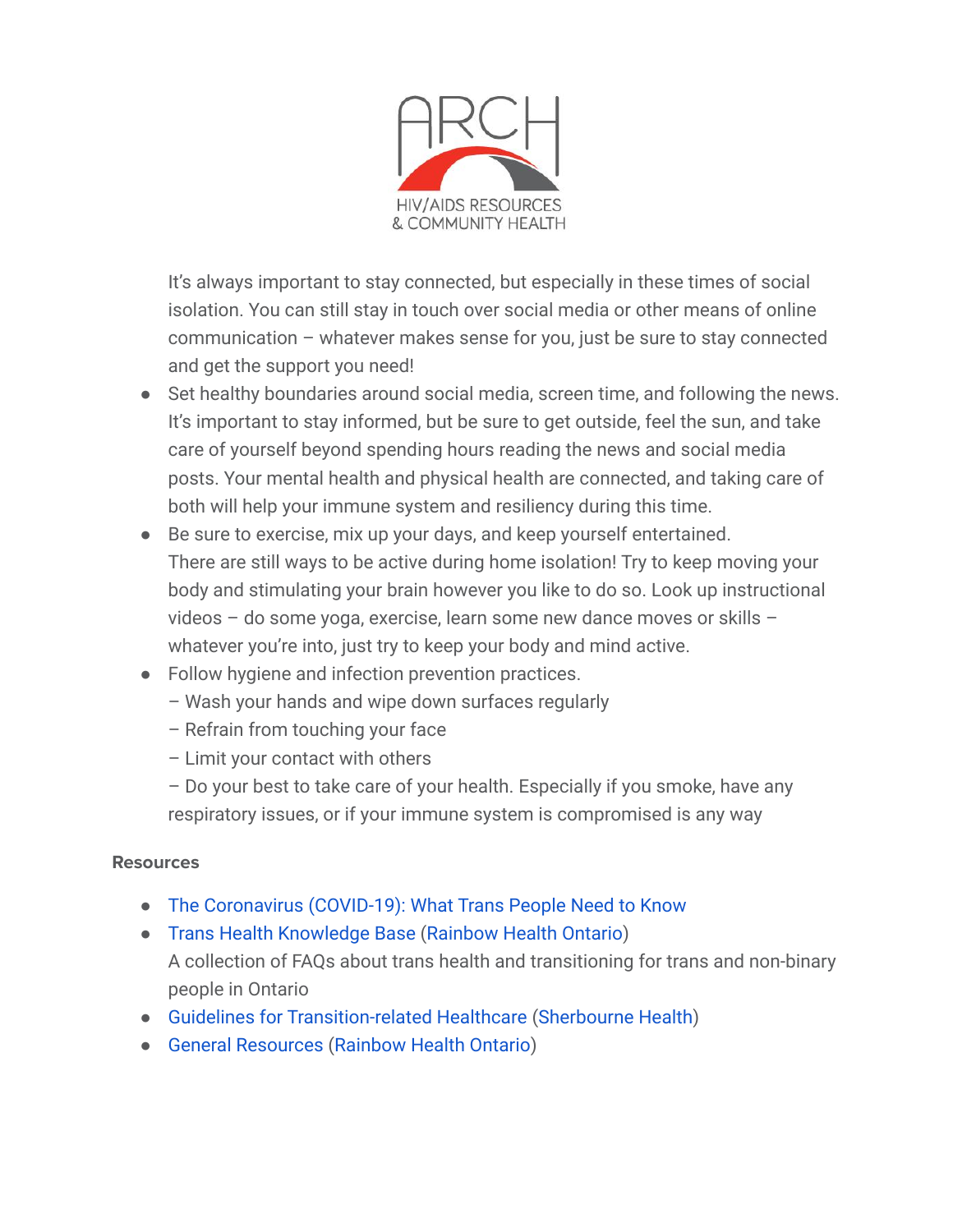It's always important to stay connected, but especially in these times of social isolation. You can still stay in touch over social media or other means of online communication – whatever makes sense for you, just be sure to stay connected and get the support you need!

- Set healthy boundaries around social media, screen time, and following the news. It's important to stay informed, but be sure to get outside, feel the sun, and take care of yourself beyond spending hours reading the news and social media posts. Your mental health and physical health are connected, and taking care of both will help your immune system and resiliency during this time.
- Be sure to exercise, mix up your days, and keep yourself entertained. There are still ways to be active during home isolation! Try to keep moving your body and stimulating your brain however you like to do so. Look up instructional videos – do some yoga, exercise, learn some new dance moves or skills – whatever you're into, just try to keep your body and mind active.
- Follow hygiene and infection prevention practices.
  – Wash your hands and wipe down surfaces regularly
  – Refrain from touching your face
  – Limit your contact with others
  – Do your best to take care of your health. Especially if you smoke, have any respiratory issues, or if your immune system is compromised is any way

**Resources**

- The Coronavirus (COVID-19): What Trans People Need to Know
- Trans Health Knowledge Base (Rainbow Health Ontario)
  A collection of FAQs about trans health and transitioning for trans and non-binary people in Ontario
- Guidelines for Transition-related Healthcare (Sherbourne Health)
- General Resources (Rainbow Health Ontario)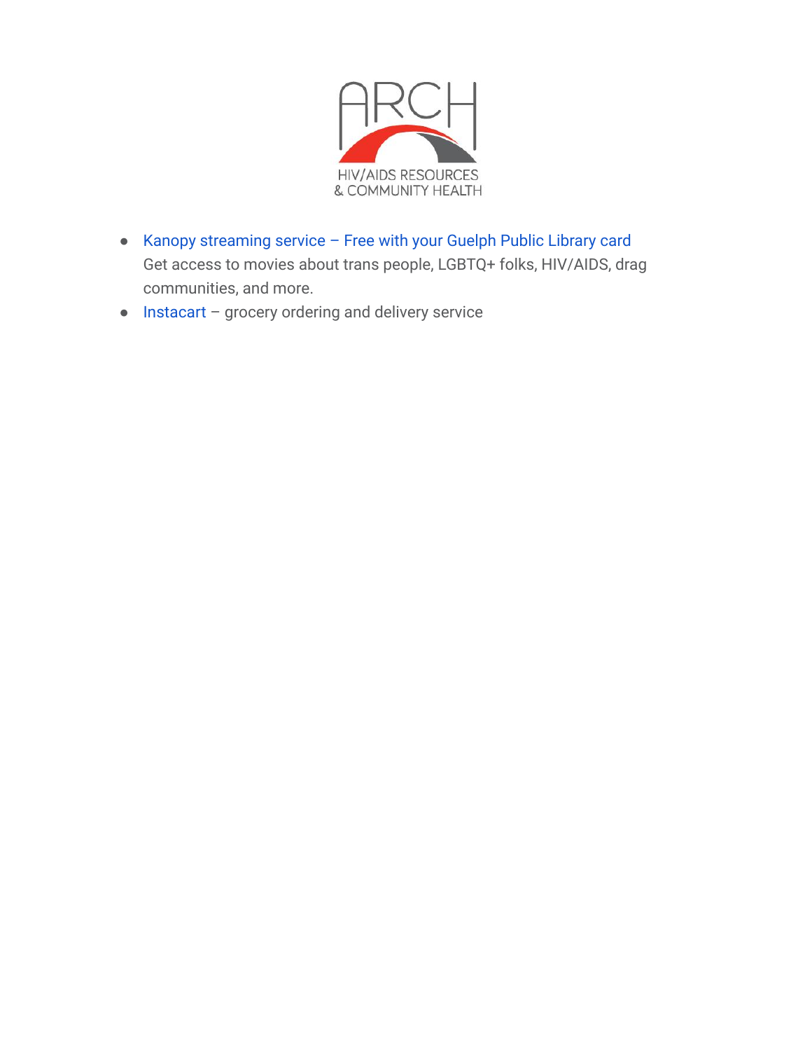- Kanopy streaming service – Free with your Guelph Public Library card
  Get access to movies about trans people, LGBTQ+ folks, HIV/AIDS, drag communities, and more.
- Instacart – grocery ordering and delivery service